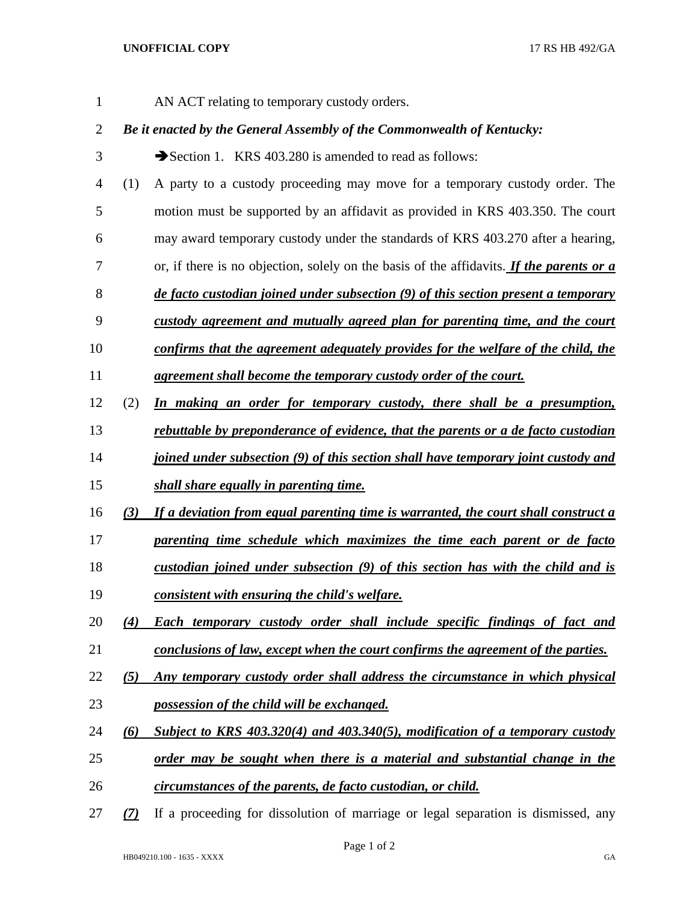AN ACT relating to temporary custody orders.

***Be it enacted by the General Assembly of the Commonwealth of Kentucky:***

➔Section 1. KRS 403.280 is amended to read as follows:

(1) A party to a custody proceeding may move for a temporary custody order. The motion must be supported by an affidavit as provided in KRS 403.350. The court may award temporary custody under the standards of KRS 403.270 after a hearing, or, if there is no objection, solely on the basis of the affidavits. ***If the parents or a de facto custodian joined under subsection (9) of this section present a temporary custody agreement and mutually agreed plan for parenting time, and the court confirms that the agreement adequately provides for the welfare of the child, the agreement shall become the temporary custody order of the court.***

(2) ***In making an order for temporary custody, there shall be a presumption, rebuttable by preponderance of evidence, that the parents or a de facto custodian joined under subsection (9) of this section shall have temporary joint custody and shall share equally in parenting time.***

***(3) If a deviation from equal parenting time is warranted, the court shall construct a parenting time schedule which maximizes the time each parent or de facto custodian joined under subsection (9) of this section has with the child and is consistent with ensuring the child's welfare.***

***(4) Each temporary custody order shall include specific findings of fact and conclusions of law, except when the court confirms the agreement of the parties.***

***(5) Any temporary custody order shall address the circumstance in which physical possession of the child will be exchanged.***

***(6) Subject to KRS 403.320(4) and 403.340(5), modification of a temporary custody order may be sought when there is a material and substantial change in the circumstances of the parents, de facto custodian, or child.***

***(7)*** If a proceeding for dissolution of marriage or legal separation is dismissed, any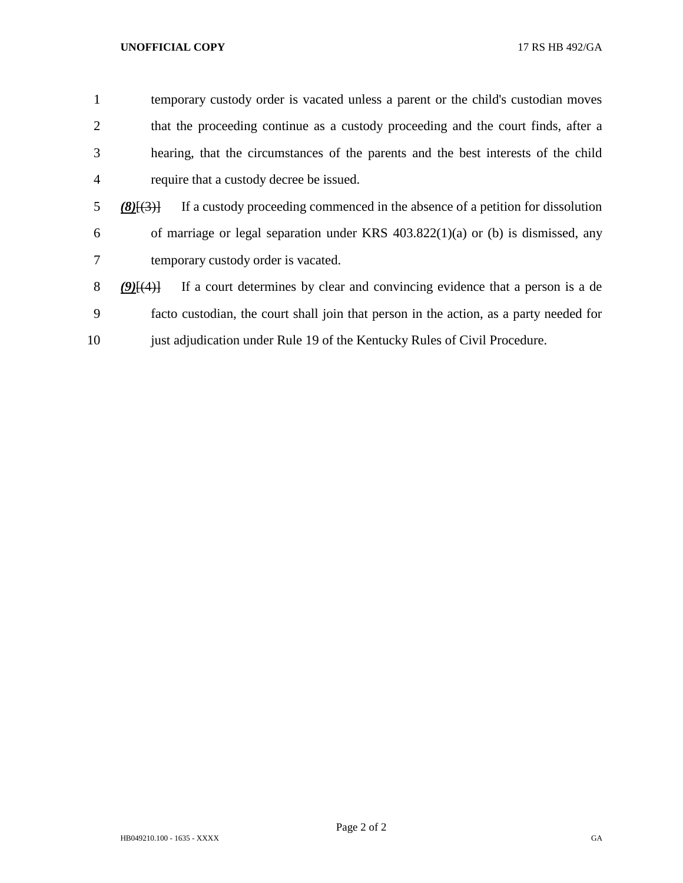temporary custody order is vacated unless a parent or the child's custodian moves that the proceeding continue as a custody proceeding and the court finds, after a hearing, that the circumstances of the parents and the best interests of the child require that a custody decree be issued.

***(8)***~~[(3)]~~ If a custody proceeding commenced in the absence of a petition for dissolution of marriage or legal separation under KRS 403.822(1)(a) or (b) is dismissed, any temporary custody order is vacated.

***(9)***~~[(4)]~~ If a court determines by clear and convincing evidence that a person is a de facto custodian, the court shall join that person in the action, as a party needed for just adjudication under Rule 19 of the Kentucky Rules of Civil Procedure.